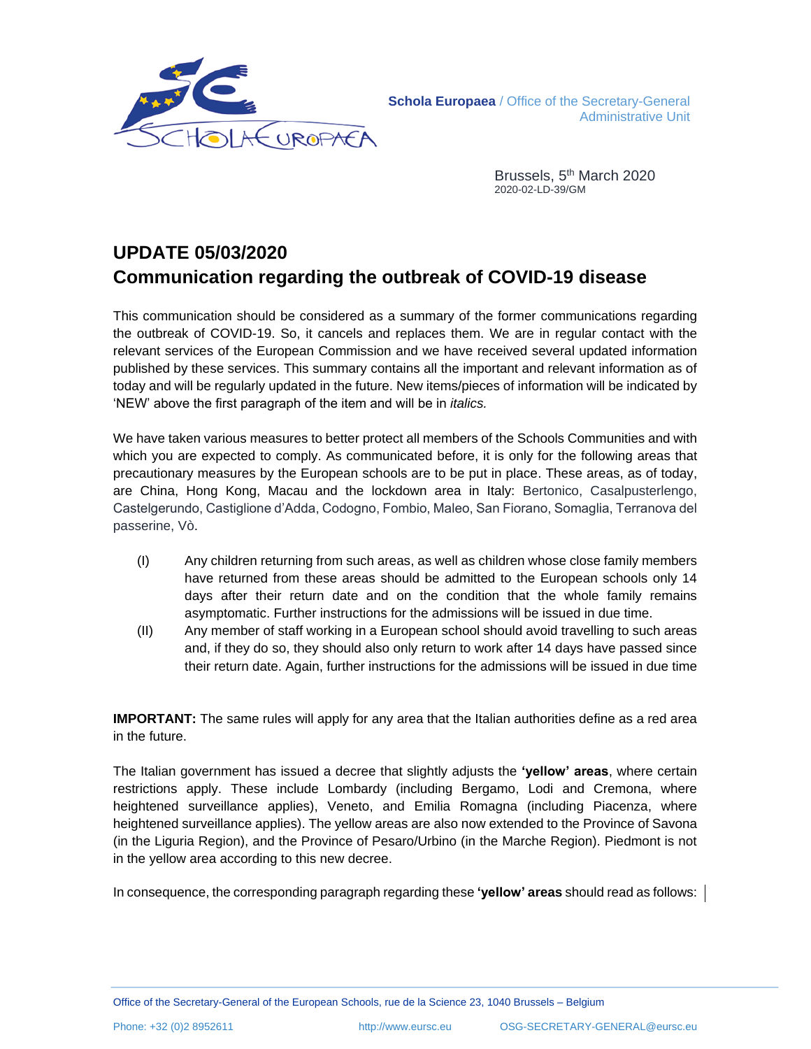Schola Europaea / Office of the Secretary-General
Administrative Unit

Brussels, 5th March 2020
2020-02-LD-39/GM

# UPDATE 05/03/2020
# Communication regarding the outbreak of COVID-19 disease

This communication should be considered as a summary of the former communications regarding the outbreak of COVID-19. So, it cancels and replaces them. We are in regular contact with the relevant services of the European Commission and we have received several updated information published by these services. This summary contains all the important and relevant information as of today and will be regularly updated in the future. New items/pieces of information will be indicated by 'NEW' above the first paragraph of the item and will be in *italics.*

We have taken various measures to better protect all members of the Schools Communities and with which you are expected to comply. As communicated before, it is only for the following areas that precautionary measures by the European schools are to be put in place. These areas, as of today, are China, Hong Kong, Macau and the lockdown area in Italy: Bertonico, Casalpusterlengo, Castelgerundo, Castiglione d'Adda, Codogno, Fombio, Maleo, San Fiorano, Somaglia, Terranova del passerine, Vò.

(I) Any children returning from such areas, as well as children whose close family members have returned from these areas should be admitted to the European schools only 14 days after their return date and on the condition that the whole family remains asymptomatic. Further instructions for the admissions will be issued in due time.

(II) Any member of staff working in a European school should avoid travelling to such areas and, if they do so, they should also only return to work after 14 days have passed since their return date. Again, further instructions for the admissions will be issued in due time

**IMPORTANT:** The same rules will apply for any area that the Italian authorities define as a red area in the future.

The Italian government has issued a decree that slightly adjusts the **'yellow' areas**, where certain restrictions apply. These include Lombardy (including Bergamo, Lodi and Cremona, where heightened surveillance applies), Veneto, and Emilia Romagna (including Piacenza, where heightened surveillance applies). The yellow areas are also now extended to the Province of Savona (in the Liguria Region), and the Province of Pesaro/Urbino (in the Marche Region). Piedmont is not in the yellow area according to this new decree.

In consequence, the corresponding paragraph regarding these **'yellow' areas** should read as follows: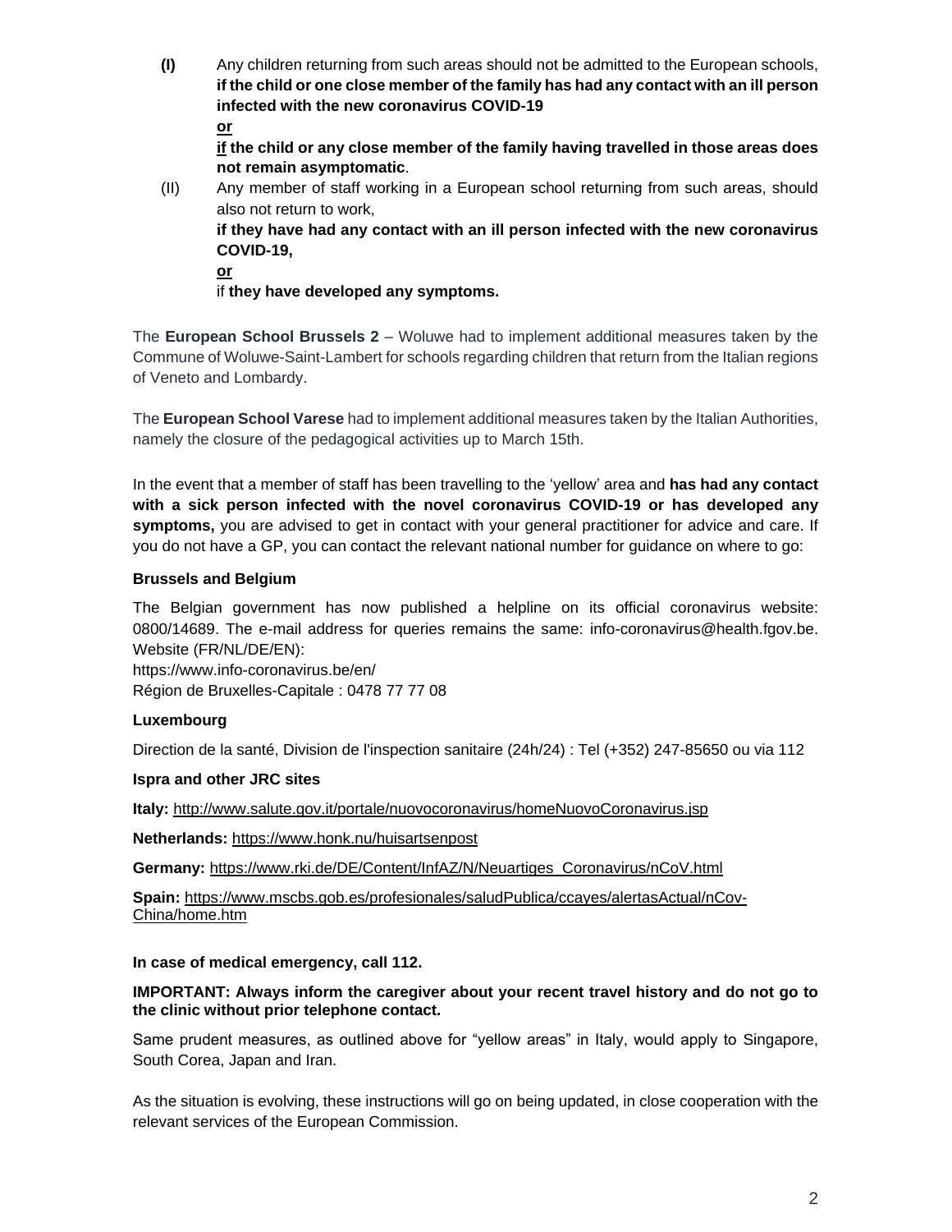**(I)** Any children returning from such areas should not be admitted to the European schools, **if the child or one close member of the family has had any contact with an ill person infected with the new coronavirus COVID-19**

**or**

**if the child or any close member of the family having travelled in those areas does not remain asymptomatic**.

(II) Any member of staff working in a European school returning from such areas, should also not return to work,

**if they have had any contact with an ill person infected with the new coronavirus COVID-19,**

**or**

if **they have developed any symptoms.**

The **European School Brussels 2** – Woluwe had to implement additional measures taken by the Commune of Woluwe-Saint-Lambert for schools regarding children that return from the Italian regions of Veneto and Lombardy.

The **European School Varese** had to implement additional measures taken by the Italian Authorities, namely the closure of the pedagogical activities up to March 15th.

In the event that a member of staff has been travelling to the 'yellow' area and **has had any contact with a sick person infected with the novel coronavirus COVID-19 or has developed any symptoms,** you are advised to get in contact with your general practitioner for advice and care. If you do not have a GP, you can contact the relevant national number for guidance on where to go:

**Brussels and Belgium**

The Belgian government has now published a helpline on its official coronavirus website: 0800/14689. The e-mail address for queries remains the same: info-coronavirus@health.fgov.be. Website (FR/NL/DE/EN):
https://www.info-coronavirus.be/en/
Région de Bruxelles-Capitale : 0478 77 77 08

**Luxembourg**

Direction de la santé, Division de l'inspection sanitaire (24h/24) : Tel (+352) 247-85650 ou via 112

**Ispra and other JRC sites**

**Italy:** http://www.salute.gov.it/portale/nuovocoronavirus/homeNuovoCoronavirus.jsp

**Netherlands:** https://www.honk.nu/huisartsenpost

**Germany:** https://www.rki.de/DE/Content/InfAZ/N/Neuartiges_Coronavirus/nCoV.html

**Spain:** https://www.mscbs.gob.es/profesionales/saludPublica/ccayes/alertasActual/nCov-China/home.htm

**In case of medical emergency, call 112.**

**IMPORTANT: Always inform the caregiver about your recent travel history and do not go to the clinic without prior telephone contact.**

Same prudent measures, as outlined above for "yellow areas" in Italy, would apply to Singapore, South Corea, Japan and Iran.

As the situation is evolving, these instructions will go on being updated, in close cooperation with the relevant services of the European Commission.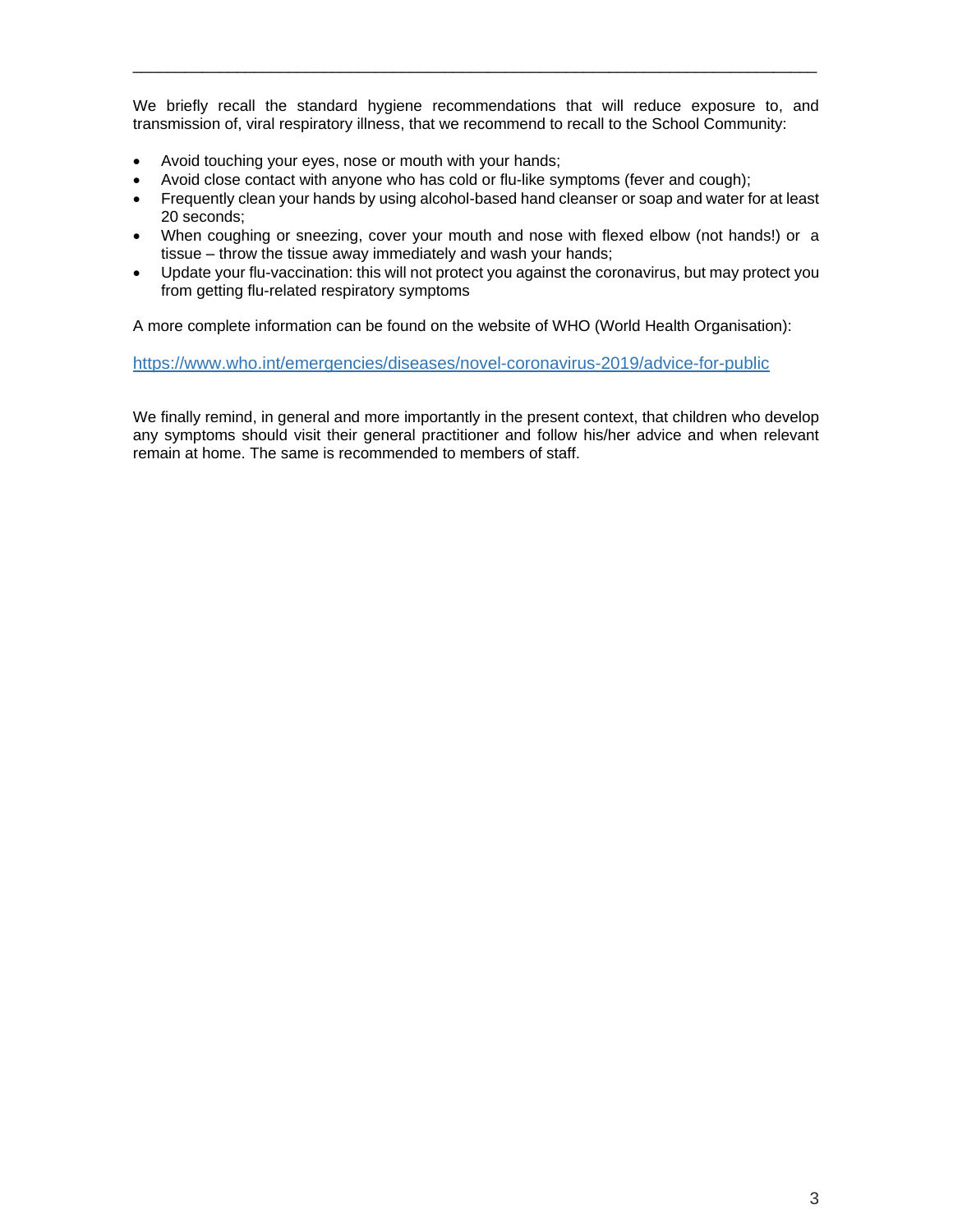We briefly recall the standard hygiene recommendations that will reduce exposure to, and transmission of, viral respiratory illness, that we recommend to recall to the School Community:

- Avoid touching your eyes, nose or mouth with your hands;
- Avoid close contact with anyone who has cold or flu-like symptoms (fever and cough);
- Frequently clean your hands by using alcohol-based hand cleanser or soap and water for at least 20 seconds;
- When coughing or sneezing, cover your mouth and nose with flexed elbow (not hands!) or a tissue – throw the tissue away immediately and wash your hands;
- Update your flu-vaccination: this will not protect you against the coronavirus, but may protect you from getting flu-related respiratory symptoms

A more complete information can be found on the website of WHO (World Health Organisation):

https://www.who.int/emergencies/diseases/novel-coronavirus-2019/advice-for-public

We finally remind, in general and more importantly in the present context, that children who develop any symptoms should visit their general practitioner and follow his/her advice and when relevant remain at home. The same is recommended to members of staff.